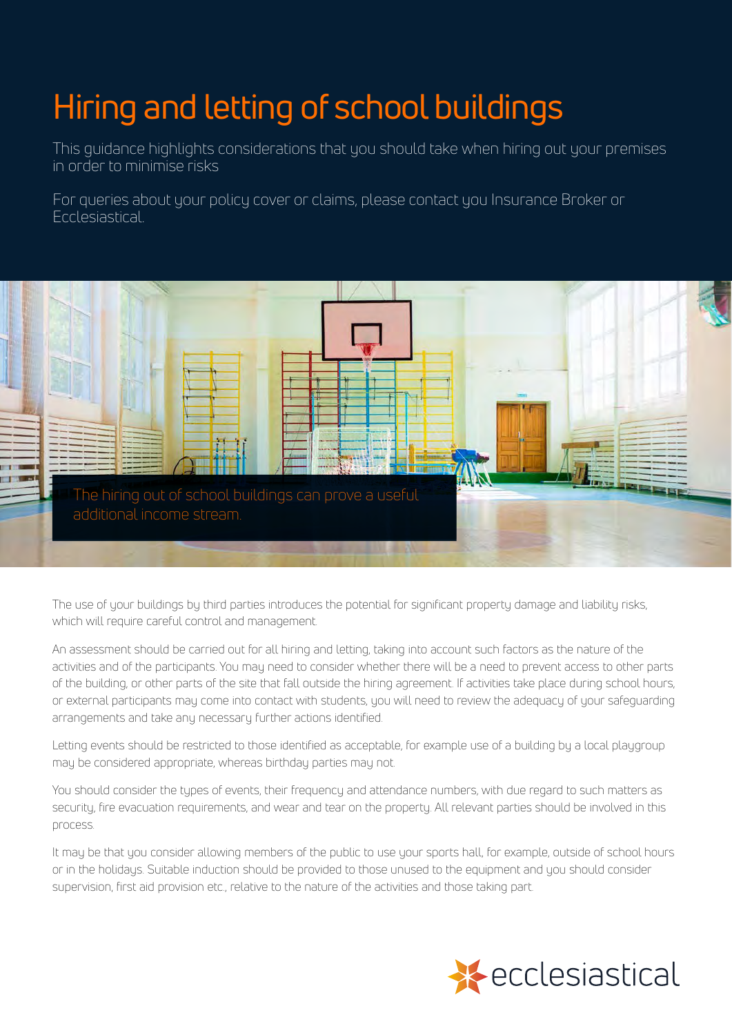# Hiring and letting of school buildings

This guidance highlights considerations that you should take when hiring out your premises in order to minimise risks

For queries about your policy cover or claims, please contact you Insurance Broker or Ecclesiastical.

The hiring out of school buildings can prove a useful additional income stream.

The use of your buildings by third parties introduces the potential for significant property damage and liability risks, which will require careful control and management.

An assessment should be carried out for all hiring and letting, taking into account such factors as the nature of the activities and of the participants. You may need to consider whether there will be a need to prevent access to other parts of the building, or other parts of the site that fall outside the hiring agreement. If activities take place during school hours, or external participants may come into contact with students, you will need to review the adequacy of your safeguarding arrangements and take any necessary further actions identified.

Letting events should be restricted to those identified as acceptable, for example use of a building by a local playgroup may be considered appropriate, whereas birthday parties may not.

You should consider the types of events, their frequency and attendance numbers, with due regard to such matters as security, fire evacuation requirements, and wear and tear on the property. All relevant parties should be involved in this process.

It may be that you consider allowing members of the public to use your sports hall, for example, outside of school hours or in the holidays. Suitable induction should be provided to those unused to the equipment and you should consider supervision, first aid provision etc., relative to the nature of the activities and those taking part.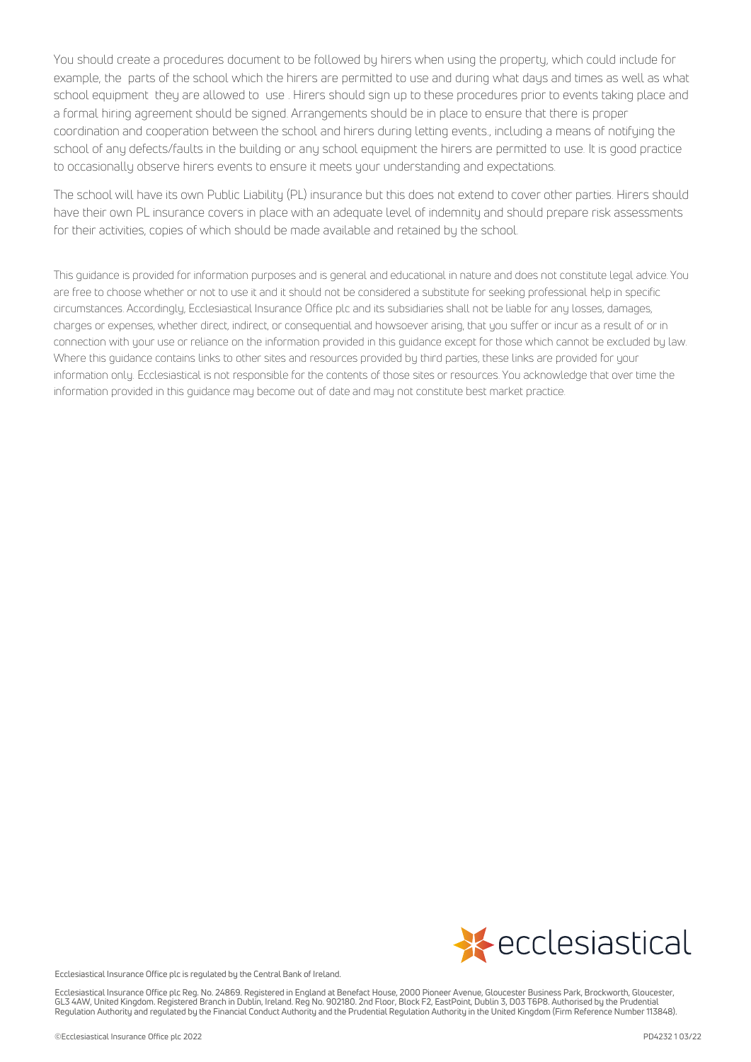You should create a procedures document to be followed by hirers when using the property, which could include for example, the parts of the school which the hirers are permitted to use and during what days and times as well as what school equipment they are allowed to use . Hirers should sign up to these procedures prior to events taking place and a formal hiring agreement should be signed. Arrangements should be in place to ensure that there is proper coordination and cooperation between the school and hirers during letting events., including a means of notifying the school of any defects/faults in the building or any school equipment the hirers are permitted to use. It is good practice to occasionally observe hirers events to ensure it meets your understanding and expectations.

The school will have its own Public Liability (PL) insurance but this does not extend to cover other parties. Hirers should have their own PL insurance covers in place with an adequate level of indemnity and should prepare risk assessments for their activities, copies of which should be made available and retained by the school.

This guidance is provided for information purposes and is general and educational in nature and does not constitute legal advice. You are free to choose whether or not to use it and it should not be considered a substitute for seeking professional help in specific circumstances. Accordingly, Ecclesiastical Insurance Office plc and its subsidiaries shall not be liable for any losses, damages, charges or expenses, whether direct, indirect, or consequential and howsoever arising, that you suffer or incur as a result of or in connection with your use or reliance on the information provided in this guidance except for those which cannot be excluded by law. Where this guidance contains links to other sites and resources provided by third parties, these links are provided for your information only. Ecclesiastical is not responsible for the contents of those sites or resources. You acknowledge that over time the information provided in this guidance may become out of date and may not constitute best market practice.

ecclesiastical

Ecclesiastical Insurance Office plc is regulated by the Central Bank of Ireland.

Ecclesiastical Insurance Office plc Reg. No. 24869. Registered in England at Benefact House, 2000 Pioneer Avenue, Gloucester Business Park, Brockworth, Gloucester, GL3 4AW, United Kingdom. Registered Branch in Dublin, Ireland. Reg No. 902180. 2nd Floor, Block F2, EastPoint, Dublin 3, D03 T6P8. Authorised by the Prudential Regulation Authority and regulated by the Financial Conduct Authority and the Prudential Regulation Authority in the United Kingdom (Firm Reference Number 113848).

©Ecclesiastical Insurance Office plc 2022

PD4232 1 03/22